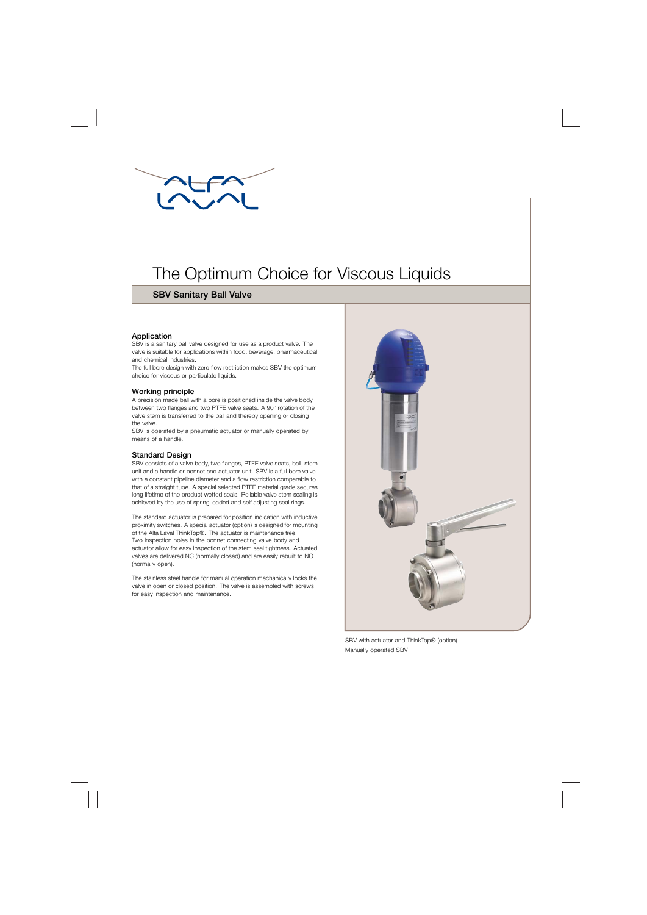# The Optimum Choice for Viscous Liquids

## SBV Sanitary Ball Valve

### Application

SBV is a sanitary ball valve designed for use as a product valve. The valve is suitable for applications within food, beverage, pharmaceutical and chemical industries.

The full bore design with zero flow restriction makes SBV the optimum choice for viscous or particulate liquids.

### Working principle

A precision made ball with a bore is positioned inside the valve body between two flanges and two PTFE valve seats. A 90° rotation of the valve stem is transferred to the ball and thereby opening or closing the valve.

SBV is operated by a pneumatic actuator or manually operated by means of a handle.

### Standard Design

SBV consists of a valve body, two flanges, PTFE valve seats, ball, stem unit and a handle or bonnet and actuator unit. SBV is a full bore valve with a constant pipeline diameter and a flow restriction comparable to that of a straight tube. A special selected PTFE material grade secures long lifetime of the product wetted seals. Reliable valve stem sealing is achieved by the use of spring loaded and self adjusting seal rings.

The standard actuator is prepared for position indication with inductive proximity switches. A special actuator (option) is designed for mounting of the Alfa Laval ThinkTop®. The actuator is maintenance free.

Two inspection holes in the bonnet connecting valve body and actuator allow for easy inspection of the stem seal tightness. Actuated valves are delivered NC (normally closed) and are easily rebuilt to NO (normally open).

The stainless steel handle for manual operation mechanically locks the valve in open or closed position. The valve is assembled with screws for easy inspection and maintenance.

SBV with actuator and ThinkTop® (option)

Manually operated SBV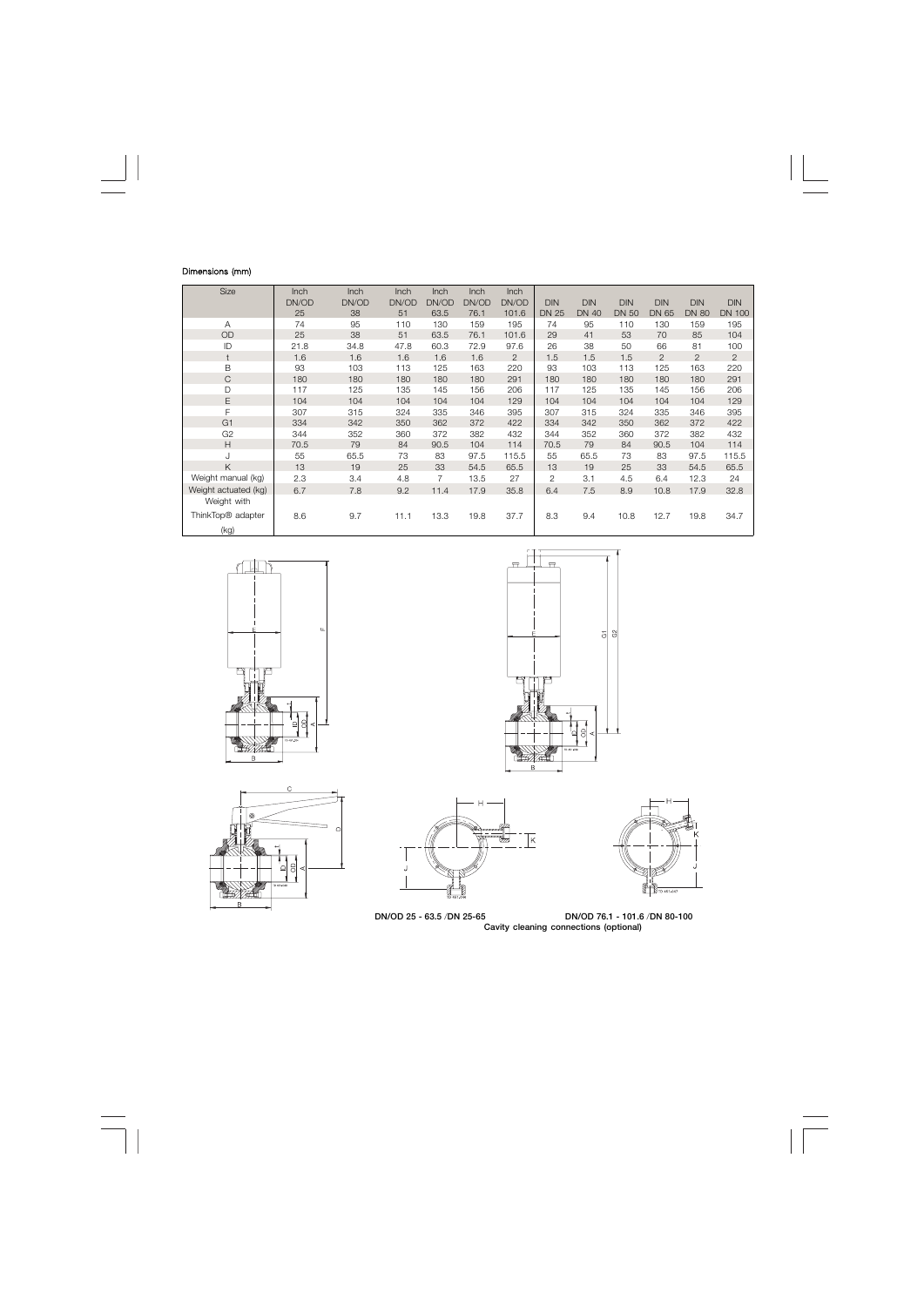Dimensions (mm)

| Size | Inch DN/OD 25 | Inch DN/OD 38 | Inch DN/OD 51 | Inch DN/OD 63.5 | Inch DN/OD 76.1 | Inch DN/OD 101.6 | DIN DN 25 | DIN DN 40 | DIN DN 50 | DIN DN 65 | DIN DN 80 | DIN DN 100 |
|---|---|---|---|---|---|---|---|---|---|---|---|---|
| A | 74 | 95 | 110 | 130 | 159 | 195 | 74 | 95 | 110 | 130 | 159 | 195 |
| OD | 25 | 38 | 51 | 63.5 | 76.1 | 101.6 | 29 | 41 | 53 | 70 | 85 | 104 |
| ID | 21.8 | 34.8 | 47.8 | 60.3 | 72.9 | 97.6 | 26 | 38 | 50 | 66 | 81 | 100 |
| t | 1.6 | 1.6 | 1.6 | 1.6 | 1.6 | 2 | 1.5 | 1.5 | 1.5 | 2 | 2 | 2 |
| B | 93 | 103 | 113 | 125 | 163 | 220 | 93 | 103 | 113 | 125 | 163 | 220 |
| C | 180 | 180 | 180 | 180 | 180 | 291 | 180 | 180 | 180 | 180 | 180 | 291 |
| D | 117 | 125 | 135 | 145 | 156 | 206 | 117 | 125 | 135 | 145 | 156 | 206 |
| E | 104 | 104 | 104 | 104 | 104 | 129 | 104 | 104 | 104 | 104 | 104 | 129 |
| F | 307 | 315 | 324 | 335 | 346 | 395 | 307 | 315 | 324 | 335 | 346 | 395 |
| G1 | 334 | 342 | 350 | 362 | 372 | 422 | 334 | 342 | 350 | 362 | 372 | 422 |
| G2 | 344 | 352 | 360 | 372 | 382 | 432 | 344 | 352 | 360 | 372 | 382 | 432 |
| H | 70.5 | 79 | 84 | 90.5 | 104 | 114 | 70.5 | 79 | 84 | 90.5 | 104 | 114 |
| J | 55 | 65.5 | 73 | 83 | 97.5 | 115.5 | 55 | 65.5 | 73 | 83 | 97.5 | 115.5 |
| K | 13 | 19 | 25 | 33 | 54.5 | 65.5 | 13 | 19 | 25 | 33 | 54.5 | 65.5 |
| Weight manual (kg) | 2.3 | 3.4 | 4.8 | 7 | 13.5 | 27 | 2 | 3.1 | 4.5 | 6.4 | 12.3 | 24 |
| Weight actuated (kg) | 6.7 | 7.8 | 9.2 | 11.4 | 17.9 | 35.8 | 6.4 | 7.5 | 8.9 | 10.8 | 17.9 | 32.8 |
| Weight with ThinkTop® adapter (kg) | 8.6 | 9.7 | 11.1 | 13.3 | 19.8 | 37.7 | 8.3 | 9.4 | 10.8 | 12.7 | 19.8 | 34.7 |

DN/OD 25 - 63.5 /DN 25-65

DN/OD 76.1 - 101.6 /DN 80-100

Cavity cleaning connections (optional)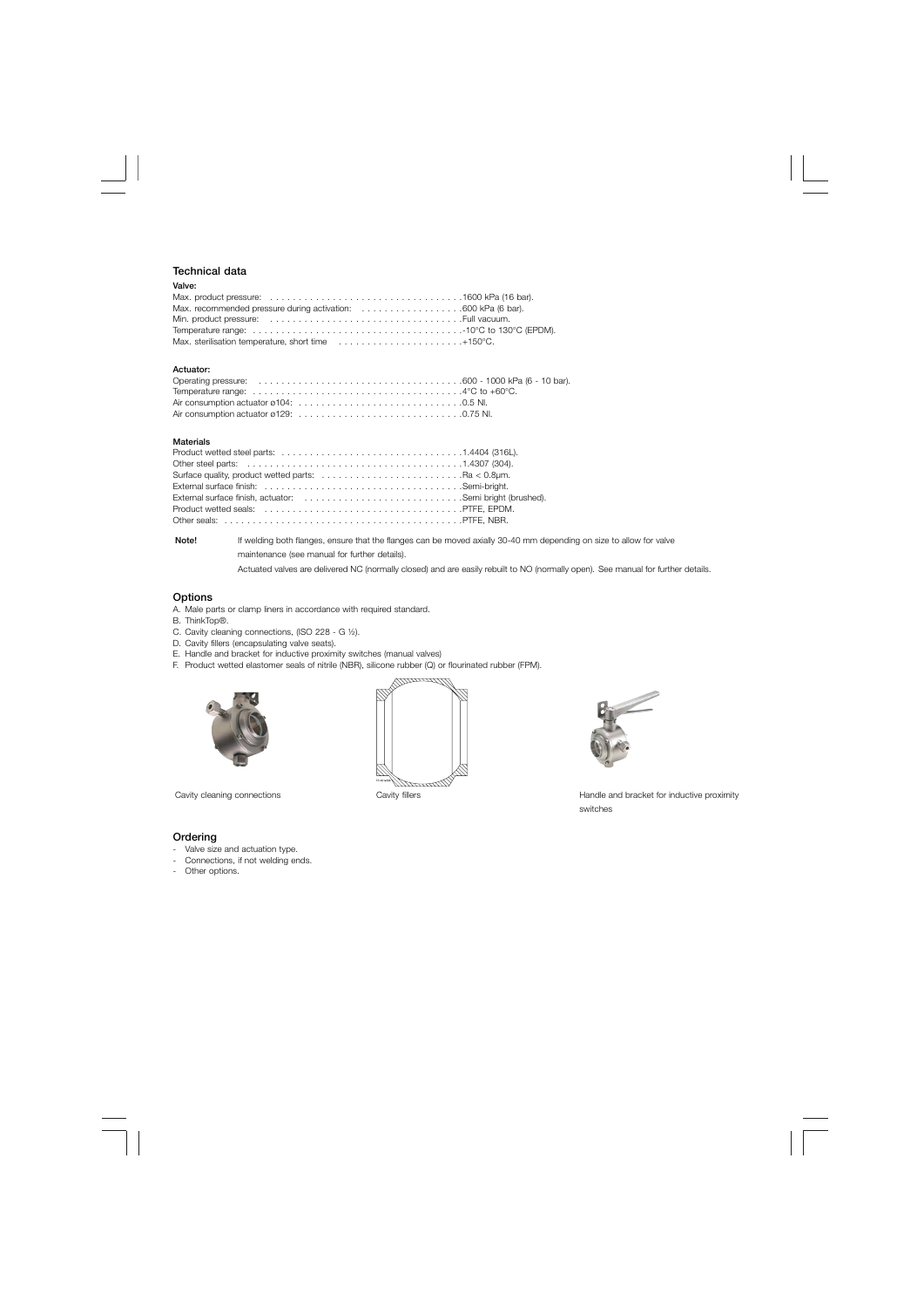## Technical data

**Valve:**

Max. product pressure: . . . . . . . . . . . . . . . . . . . . . . . . . . . . . . . . .1600 kPa (16 bar).
Max. recommended pressure during activation: . . . . . . . . . . . . . . . . . .600 kPa (6 bar).
Min. product pressure: . . . . . . . . . . . . . . . . . . . . . . . . . . . . . . . . .Full vacuum.
Temperature range: . . . . . . . . . . . . . . . . . . . . . . . . . . . . . . . . . . . .-10°C to 130°C (EPDM).
Max. sterilisation temperature, short time . . . . . . . . . . . . . . . . . . . . . .+150°C.

**Actuator:**

Operating pressure: . . . . . . . . . . . . . . . . . . . . . . . . . . . . . . . . . . .600 - 1000 kPa (6 - 10 bar).
Temperature range: . . . . . . . . . . . . . . . . . . . . . . . . . . . . . . . . . . . .4°C to +60°C.
Air consumption actuator ø104: . . . . . . . . . . . . . . . . . . . . . . . . . . . .0.5 Nl.
Air consumption actuator ø129: . . . . . . . . . . . . . . . . . . . . . . . . . . . .0.75 Nl.

**Materials**

Product wetted steel parts: . . . . . . . . . . . . . . . . . . . . . . . . . . . . . . .1.4404 (316L).
Other steel parts: . . . . . . . . . . . . . . . . . . . . . . . . . . . . . . . . . . . . .1.4307 (304).
Surface quality, product wetted parts: . . . . . . . . . . . . . . . . . . . . . . . .Ra < 0.8µm.
External surface finish: . . . . . . . . . . . . . . . . . . . . . . . . . . . . . . . . .Semi-bright.
External surface finish, actuator: . . . . . . . . . . . . . . . . . . . . . . . . . . .Semi bright (brushed).
Product wetted seals: . . . . . . . . . . . . . . . . . . . . . . . . . . . . . . . . . .PTFE, EPDM.
Other seals: . . . . . . . . . . . . . . . . . . . . . . . . . . . . . . . . . . . . . . . .PTFE, NBR.

**Note!** If welding both flanges, ensure that the flanges can be moved axially 30-40 mm depending on size to allow for valve maintenance (see manual for further details).

Actuated valves are delivered NC (normally closed) and are easily rebuilt to NO (normally open). See manual for further details.

## Options

A. Male parts or clamp liners in accordance with required standard.
B. ThinkTop®.
C. Cavity cleaning connections, (ISO 228 - G ½).
D. Cavity fillers (encapsulating valve seats).
E. Handle and bracket for inductive proximity switches (manual valves)
F. Product wetted elastomer seals of nitrile (NBR), silicone rubber (Q) or flourinated rubber (FPM).

Cavity cleaning connections

Cavity fillers

Handle and bracket for inductive proximity switches

## Ordering

- Valve size and actuation type.
- Connections, if not welding ends.
- Other options.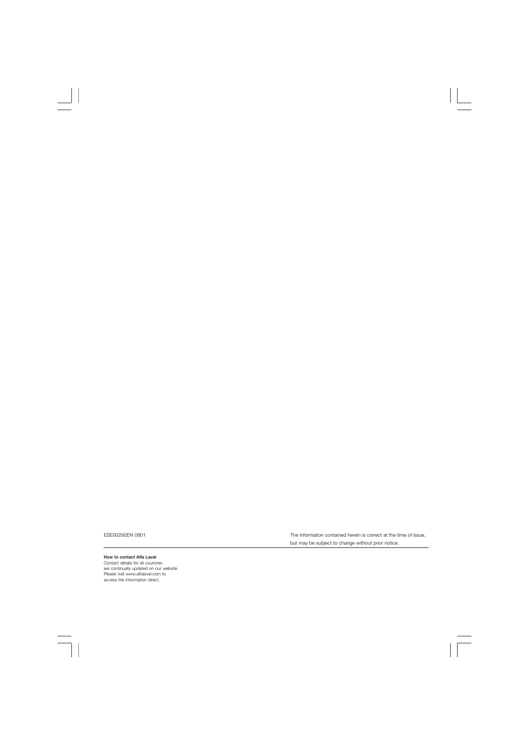ESE00292EN 0801

The information contained herein is correct at the time of issue, but may be subject to change without prior notice.

**How to contact Alfa Laval**
Contact details for all countries are continually updated on our website. Please visit www.alfalaval.com to access the information direct.